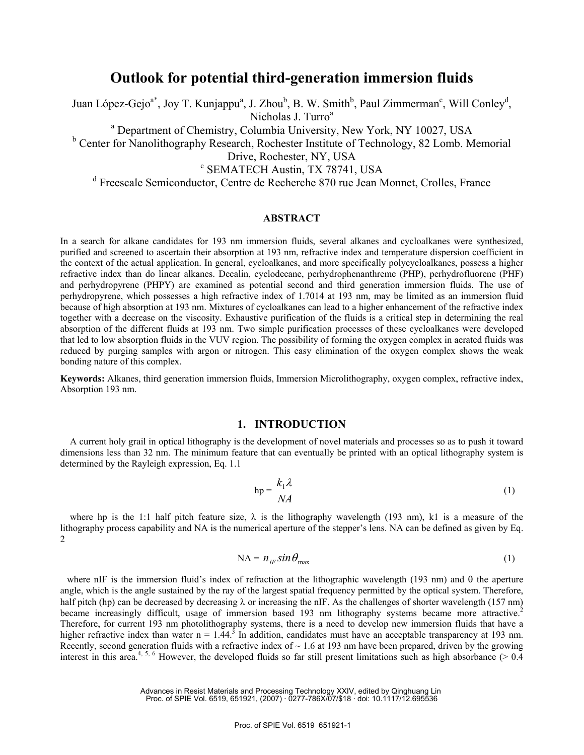# Outlook for potential third-generation immersion fluids

Juan López-Gejo[a*], Joy T. Kunjappu[a], J. Zhou[b], B. W. Smith[b], Paul Zimmerman[c], Will Conley[d], Nicholas J. Turro[a]

[a] Department of Chemistry, Columbia University, New York, NY 10027, USA

[b] Center for Nanolithography Research, Rochester Institute of Technology, 82 Lomb. Memorial Drive, Rochester, NY, USA

[c] SEMATECH Austin, TX 78741, USA

[d] Freescale Semiconductor, Centre de Recherche 870 rue Jean Monnet, Crolles, France

## ABSTRACT

In a search for alkane candidates for 193 nm immersion fluids, several alkanes and cycloalkanes were synthesized, purified and screened to ascertain their absorption at 193 nm, refractive index and temperature dispersion coefficient in the context of the actual application. In general, cycloalkanes, and more specifically polycycloalkanes, possess a higher refractive index than do linear alkanes. Decalin, cyclodecane, perhydrophenanthreme (PHP), perhydrofluorene (PHF) and perhydropyrene (PHPY) are examined as potential second and third generation immersion fluids. The use of perhydropyrene, which possesses a high refractive index of 1.7014 at 193 nm, may be limited as an immersion fluid because of high absorption at 193 nm. Mixtures of cycloalkanes can lead to a higher enhancement of the refractive index together with a decrease on the viscosity. Exhaustive purification of the fluids is a critical step in determining the real absorption of the different fluids at 193 nm. Two simple purification processes of these cycloalkanes were developed that led to low absorption fluids in the VUV region. The possibility of forming the oxygen complex in aerated fluids was reduced by purging samples with argon or nitrogen. This easy elimination of the oxygen complex shows the weak bonding nature of this complex.

**Keywords:** Alkanes, third generation immersion fluids, Immersion Microlithography, oxygen complex, refractive index, Absorption 193 nm.

## 1. INTRODUCTION

A current holy grail in optical lithography is the development of novel materials and processes so as to push it toward dimensions less than 32 nm. The minimum feature that can eventually be printed with an optical lithography system is determined by the Rayleigh expression, Eq. 1.1

$$\text{hp} = \frac{k_1 \lambda}{NA} \tag{1}$$

where hp is the 1:1 half pitch feature size, λ is the lithography wavelength (193 nm), k1 is a measure of the lithography process capability and NA is the numerical aperture of the stepper's lens. NA can be defined as given by Eq. 2

$$\text{NA} = n_{IF} \sin\theta_{\max} \tag{1}$$

where nIF is the immersion fluid's index of refraction at the lithographic wavelength (193 nm) and θ the aperture angle, which is the angle sustained by the ray of the largest spatial frequency permitted by the optical system. Therefore, half pitch (hp) can be decreased by decreasing λ or increasing the nIF. As the challenges of shorter wavelength (157 nm) became increasingly difficult, usage of immersion based 193 nm lithography systems became more attractive.[2] Therefore, for current 193 nm photolithography systems, there is a need to develop new immersion fluids that have a higher refractive index than water n = 1.44.[3] In addition, candidates must have an acceptable transparency at 193 nm. Recently, second generation fluids with a refractive index of ~ 1.6 at 193 nm have been prepared, driven by the growing interest in this area.[4, 5, 6] However, the developed fluids so far still present limitations such as high absorbance (> 0.4

Advances in Resist Materials and Processing Technology XXIV, edited by Qinghuang Lin
Proc. of SPIE Vol. 6519, 651921, (2007) · 0277-786X/07/$18 · doi: 10.1117/12.695536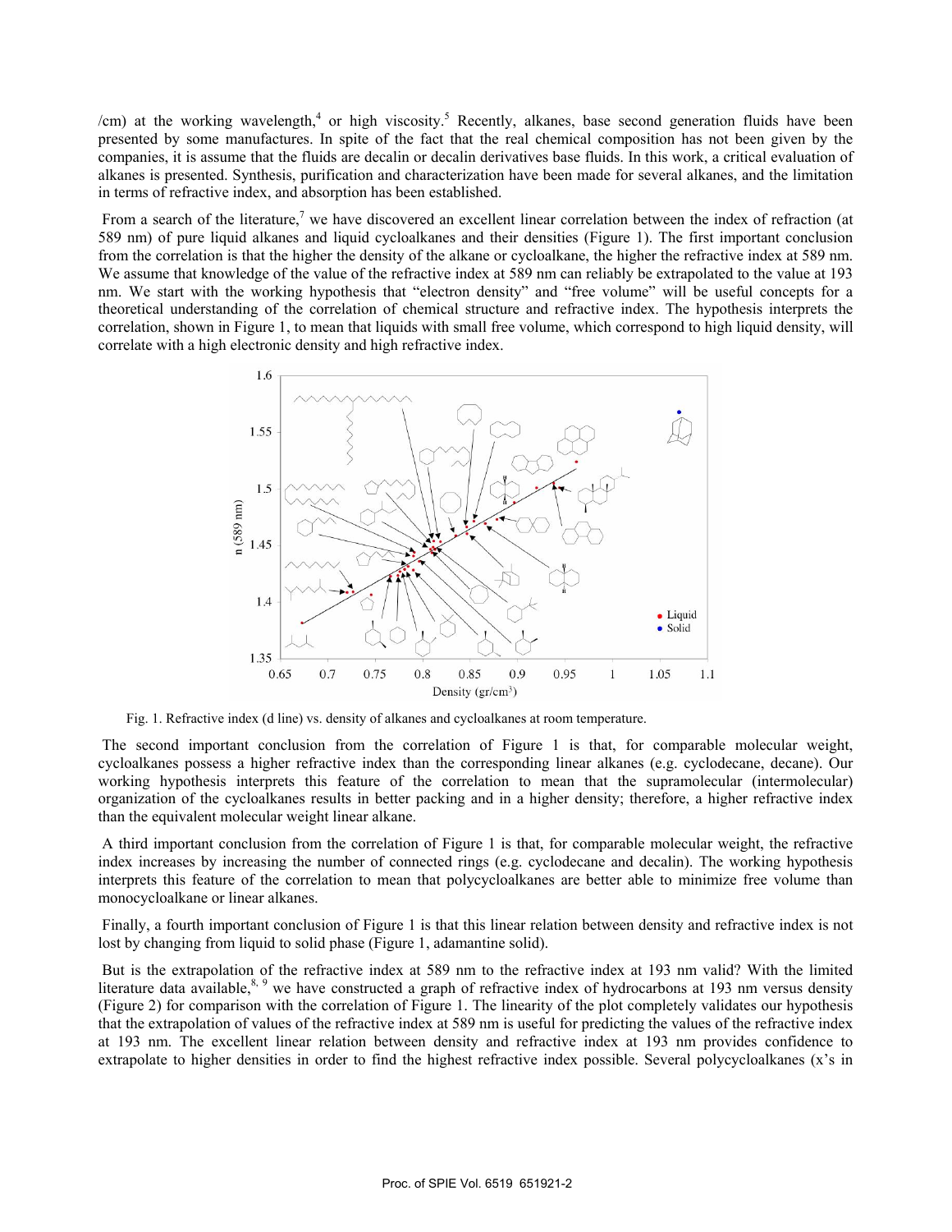/cm) at the working wavelength,[4] or high viscosity.[5] Recently, alkanes, base second generation fluids have been presented by some manufactures. In spite of the fact that the real chemical composition has not been given by the companies, it is assume that the fluids are decalin or decalin derivatives base fluids. In this work, a critical evaluation of alkanes is presented. Synthesis, purification and characterization have been made for several alkanes, and the limitation in terms of refractive index, and absorption has been established.

From a search of the literature,[7] we have discovered an excellent linear correlation between the index of refraction (at 589 nm) of pure liquid alkanes and liquid cycloalkanes and their densities (Figure 1). The first important conclusion from the correlation is that the higher the density of the alkane or cycloalkane, the higher the refractive index at 589 nm. We assume that knowledge of the value of the refractive index at 589 nm can reliably be extrapolated to the value at 193 nm. We start with the working hypothesis that "electron density" and "free volume" will be useful concepts for a theoretical understanding of the correlation of chemical structure and refractive index. The hypothesis interprets the correlation, shown in Figure 1, to mean that liquids with small free volume, which correspond to high liquid density, will correlate with a high electronic density and high refractive index.

Fig. 1. Refractive index (d line) vs. density of alkanes and cycloalkanes at room temperature.

The second important conclusion from the correlation of Figure 1 is that, for comparable molecular weight, cycloalkanes possess a higher refractive index than the corresponding linear alkanes (e.g. cyclodecane, decane). Our working hypothesis interprets this feature of the correlation to mean that the supramolecular (intermolecular) organization of the cycloalkanes results in better packing and in a higher density; therefore, a higher refractive index than the equivalent molecular weight linear alkane.

A third important conclusion from the correlation of Figure 1 is that, for comparable molecular weight, the refractive index increases by increasing the number of connected rings (e.g. cyclodecane and decalin). The working hypothesis interprets this feature of the correlation to mean that polycycloalkanes are better able to minimize free volume than monocycloalkane or linear alkanes.

Finally, a fourth important conclusion of Figure 1 is that this linear relation between density and refractive index is not lost by changing from liquid to solid phase (Figure 1, adamantine solid).

But is the extrapolation of the refractive index at 589 nm to the refractive index at 193 nm valid? With the limited literature data available,[8, 9] we have constructed a graph of refractive index of hydrocarbons at 193 nm versus density (Figure 2) for comparison with the correlation of Figure 1. The linearity of the plot completely validates our hypothesis that the extrapolation of values of the refractive index at 589 nm is useful for predicting the values of the refractive index at 193 nm. The excellent linear relation between density and refractive index at 193 nm provides confidence to extrapolate to higher densities in order to find the highest refractive index possible. Several polycycloalkanes (x's in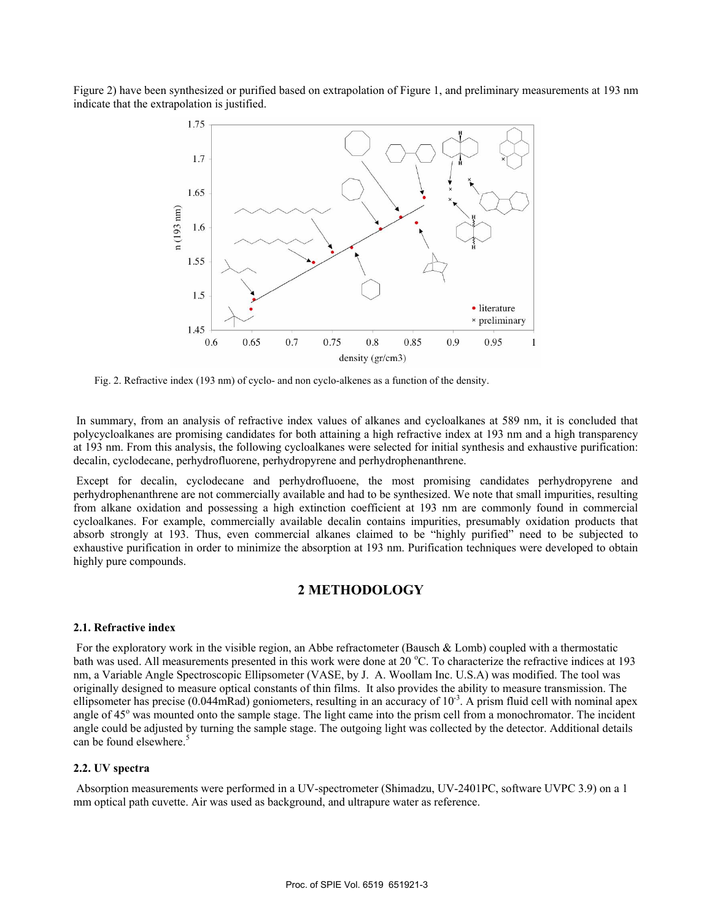Figure 2) have been synthesized or purified based on extrapolation of Figure 1, and preliminary measurements at 193 nm indicate that the extrapolation is justified.

Fig. 2. Refractive index (193 nm) of cyclo- and non cyclo-alkenes as a function of the density.

In summary, from an analysis of refractive index values of alkanes and cycloalkanes at 589 nm, it is concluded that polycycloalkanes are promising candidates for both attaining a high refractive index at 193 nm and a high transparency at 193 nm. From this analysis, the following cycloalkanes were selected for initial synthesis and exhaustive purification: decalin, cyclodecane, perhydrofluorene, perhydropyrene and perhydrophenanthrene.

Except for decalin, cyclodecane and perhydrofluoene, the most promising candidates perhydropyrene and perhydrophenanthrene are not commercially available and had to be synthesized. We note that small impurities, resulting from alkane oxidation and possessing a high extinction coefficient at 193 nm are commonly found in commercial cycloalkanes. For example, commercially available decalin contains impurities, presumably oxidation products that absorb strongly at 193. Thus, even commercial alkanes claimed to be "highly purified" need to be subjected to exhaustive purification in order to minimize the absorption at 193 nm. Purification techniques were developed to obtain highly pure compounds.

## 2 METHODOLOGY

### 2.1. Refractive index

For the exploratory work in the visible region, an Abbe refractometer (Bausch & Lomb) coupled with a thermostatic bath was used. All measurements presented in this work were done at 20 °C. To characterize the refractive indices at 193 nm, a Variable Angle Spectroscopic Ellipsometer (VASE, by J. A. Woollam Inc. U.S.A) was modified. The tool was originally designed to measure optical constants of thin films. It also provides the ability to measure transmission. The ellipsometer has precise (0.044mRad) goniometers, resulting in an accuracy of $10^{-3}$. A prism fluid cell with nominal apex angle of 45° was mounted onto the sample stage. The light came into the prism cell from a monochromator. The incident angle could be adjusted by turning the sample stage. The outgoing light was collected by the detector. Additional details can be found elsewhere.[5]

### 2.2. UV spectra

Absorption measurements were performed in a UV-spectrometer (Shimadzu, UV-2401PC, software UVPC 3.9) on a 1 mm optical path cuvette. Air was used as background, and ultrapure water as reference.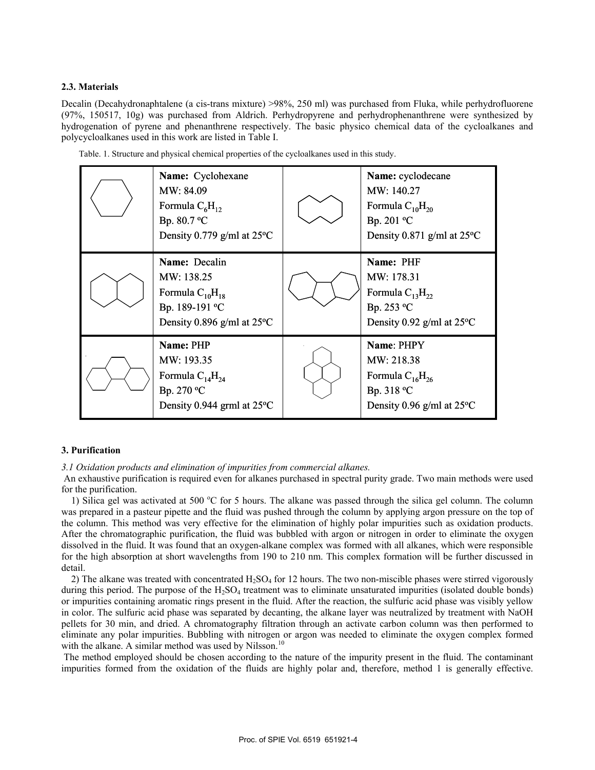### 2.3. Materials

Decalin (Decahydronaphtalene (a cis-trans mixture) >98%, 250 ml) was purchased from Fluka, while perhydrofluorene (97%, 150517, 10g) was purchased from Aldrich. Perhydropyrene and perhydrophenanthrene were synthesized by hydrogenation of pyrene and phenanthrene respectively. The basic physico chemical data of the cycloalkanes and polycycloalkanes used in this work are listed in Table I.

Table. 1. Structure and physical chemical properties of the cycloalkanes used in this study.

| Structure | Properties | Structure | Properties |
|---|---|---|---|
| | **Name:** Cyclohexane<br>MW: 84.09<br>Formula $C_6H_{12}$<br>Bp. 80.7 °C<br>Density 0.779 g/ml at 25°C | | **Name:** cyclodecane<br>MW: 140.27<br>Formula $C_{10}H_{20}$<br>Bp. 201 °C<br>Density 0.871 g/ml at 25°C |
| | **Name:** Decalin<br>MW: 138.25<br>Formula $C_{10}H_{18}$<br>Bp. 189-191 °C<br>Density 0.896 g/ml at 25°C | | **Name:** PHF<br>MW: 178.31<br>Formula $C_{13}H_{22}$<br>Bp. 253 °C<br>Density 0.92 g/ml at 25°C |
| | **Name:** PHP<br>MW: 193.35<br>Formula $C_{14}H_{24}$<br>Bp. 270 °C<br>Density 0.944 grml at 25°C | | **Name**: PHPY<br>MW: 218.38<br>Formula $C_{16}H_{26}$<br>Bp. 318 °C<br>Density 0.96 g/ml at 25°C |

### 3. Purification

*3.1 Oxidation products and elimination of impurities from commercial alkanes.*

An exhaustive purification is required even for alkanes purchased in spectral purity grade. Two main methods were used for the purification.

1) Silica gel was activated at 500 °C for 5 hours. The alkane was passed through the silica gel column. The column was prepared in a pasteur pipette and the fluid was pushed through the column by applying argon pressure on the top of the column. This method was very effective for the elimination of highly polar impurities such as oxidation products. After the chromatographic purification, the fluid was bubbled with argon or nitrogen in order to eliminate the oxygen dissolved in the fluid. It was found that an oxygen-alkane complex was formed with all alkanes, which were responsible for the high absorption at short wavelengths from 190 to 210 nm. This complex formation will be further discussed in detail.

2) The alkane was treated with concentrated $H_2SO_4$ for 12 hours. The two non-miscible phases were stirred vigorously during this period. The purpose of the $H_2SO_4$ treatment was to eliminate unsaturated impurities (isolated double bonds) or impurities containing aromatic rings present in the fluid. After the reaction, the sulfuric acid phase was visibly yellow in color. The sulfuric acid phase was separated by decanting, the alkane layer was neutralized by treatment with NaOH pellets for 30 min, and dried. A chromatography filtration through an activate carbon column was then performed to eliminate any polar impurities. Bubbling with nitrogen or argon was needed to eliminate the oxygen complex formed with the alkane. A similar method was used by Nilsson.[10]

The method employed should be chosen according to the nature of the impurity present in the fluid. The contaminant impurities formed from the oxidation of the fluids are highly polar and, therefore, method 1 is generally effective.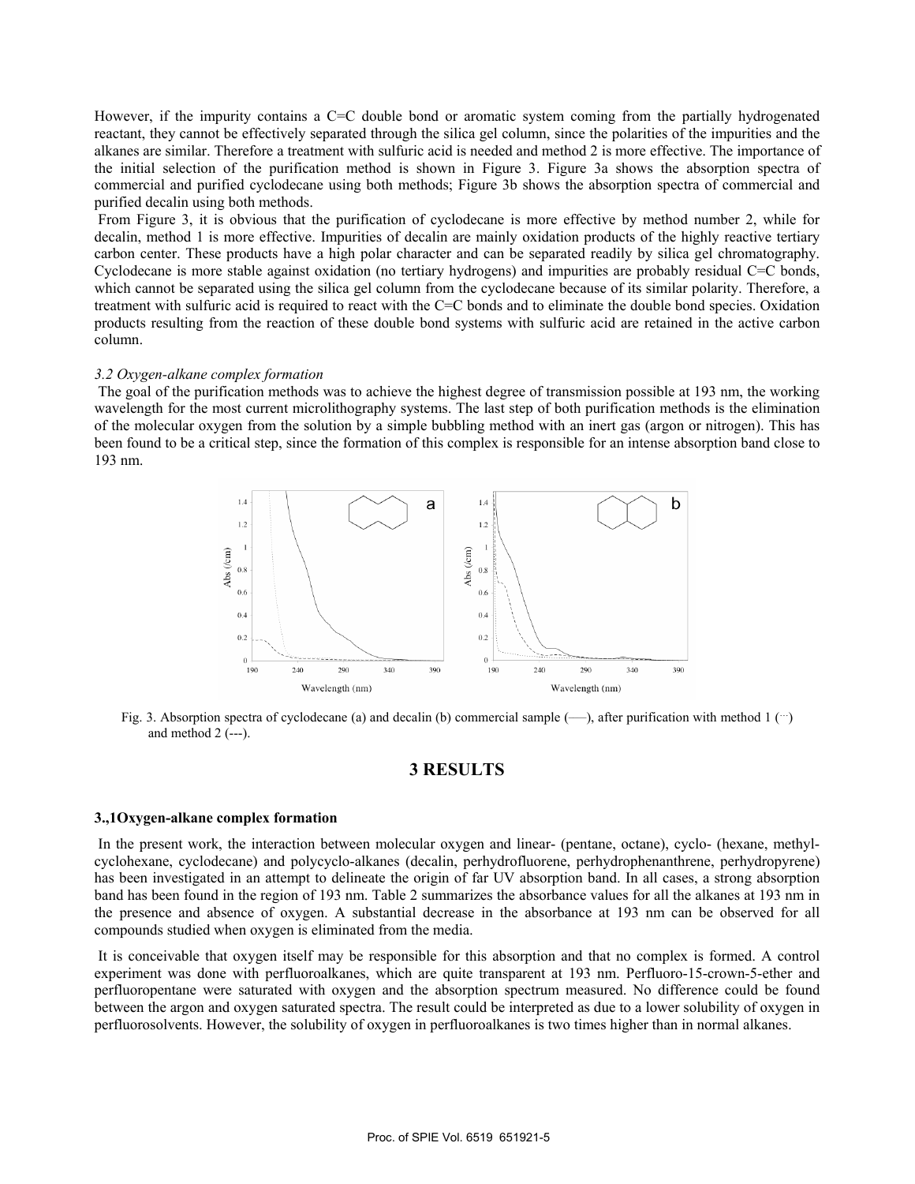However, if the impurity contains a C=C double bond or aromatic system coming from the partially hydrogenated reactant, they cannot be effectively separated through the silica gel column, since the polarities of the impurities and the alkanes are similar. Therefore a treatment with sulfuric acid is needed and method 2 is more effective. The importance of the initial selection of the purification method is shown in Figure 3. Figure 3a shows the absorption spectra of commercial and purified cyclodecane using both methods; Figure 3b shows the absorption spectra of commercial and purified decalin using both methods.

From Figure 3, it is obvious that the purification of cyclodecane is more effective by method number 2, while for decalin, method 1 is more effective. Impurities of decalin are mainly oxidation products of the highly reactive tertiary carbon center. These products have a high polar character and can be separated readily by silica gel chromatography. Cyclodecane is more stable against oxidation (no tertiary hydrogens) and impurities are probably residual C=C bonds, which cannot be separated using the silica gel column from the cyclodecane because of its similar polarity. Therefore, a treatment with sulfuric acid is required to react with the C=C bonds and to eliminate the double bond species. Oxidation products resulting from the reaction of these double bond systems with sulfuric acid are retained in the active carbon column.

*3.2 Oxygen-alkane complex formation*

The goal of the purification methods was to achieve the highest degree of transmission possible at 193 nm, the working wavelength for the most current microlithography systems. The last step of both purification methods is the elimination of the molecular oxygen from the solution by a simple bubbling method with an inert gas (argon or nitrogen). This has been found to be a critical step, since the formation of this complex is responsible for an intense absorption band close to 193 nm.

Fig. 3. Absorption spectra of cyclodecane (a) and decalin (b) commercial sample (—), after purification with method 1 (···) and method 2 (---).

## 3 RESULTS

### 3.,1Oxygen-alkane complex formation

In the present work, the interaction between molecular oxygen and linear- (pentane, octane), cyclo- (hexane, methyl-cyclohexane, cyclodecane) and polycyclo-alkanes (decalin, perhydrofluorene, perhydrophenanthrene, perhydropyrene) has been investigated in an attempt to delineate the origin of far UV absorption band. In all cases, a strong absorption band has been found in the region of 193 nm. Table 2 summarizes the absorbance values for all the alkanes at 193 nm in the presence and absence of oxygen. A substantial decrease in the absorbance at 193 nm can be observed for all compounds studied when oxygen is eliminated from the media.

It is conceivable that oxygen itself may be responsible for this absorption and that no complex is formed. A control experiment was done with perfluoroalkanes, which are quite transparent at 193 nm. Perfluoro-15-crown-5-ether and perfluoropentane were saturated with oxygen and the absorption spectrum measured. No difference could be found between the argon and oxygen saturated spectra. The result could be interpreted as due to a lower solubility of oxygen in perfluorosolvents. However, the solubility of oxygen in perfluoroalkanes is two times higher than in normal alkanes.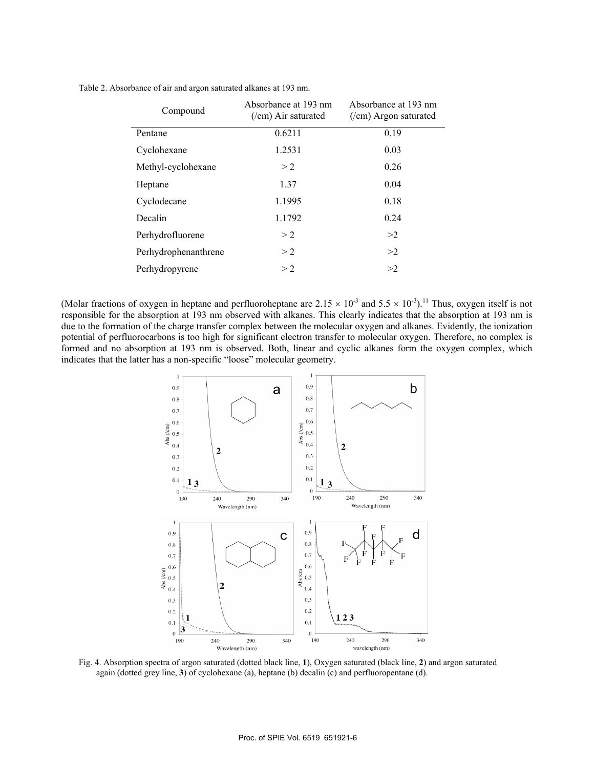Table 2. Absorbance of air and argon saturated alkanes at 193 nm.

| Compound | Absorbance at 193 nm (/cm) Air saturated | Absorbance at 193 nm (/cm) Argon saturated |
|---|---|---|
| Pentane | 0.6211 | 0.19 |
| Cyclohexane | 1.2531 | 0.03 |
| Methyl-cyclohexane | > 2 | 0.26 |
| Heptane | 1.37 | 0.04 |
| Cyclodecane | 1.1995 | 0.18 |
| Decalin | 1.1792 | 0.24 |
| Perhydrofluorene | > 2 | >2 |
| Perhydrophenanthrene | > 2 | >2 |
| Perhydropyrene | > 2 | >2 |

(Molar fractions of oxygen in heptane and perfluoroheptane are $2.15 \times 10^{-3}$ and $5.5 \times 10^{-3}$).[11] Thus, oxygen itself is not responsible for the absorption at 193 nm observed with alkanes. This clearly indicates that the absorption at 193 nm is due to the formation of the charge transfer complex between the molecular oxygen and alkanes. Evidently, the ionization potential of perfluorocarbons is too high for significant electron transfer to molecular oxygen. Therefore, no complex is formed and no absorption at 193 nm is observed. Both, linear and cyclic alkanes form the oxygen complex, which indicates that the latter has a non-specific "loose" molecular geometry.

Fig. 4. Absorption spectra of argon saturated (dotted black line, **1**), Oxygen saturated (black line, **2**) and argon saturated again (dotted grey line, **3**) of cyclohexane (a), heptane (b) decalin (c) and perfluoropentane (d).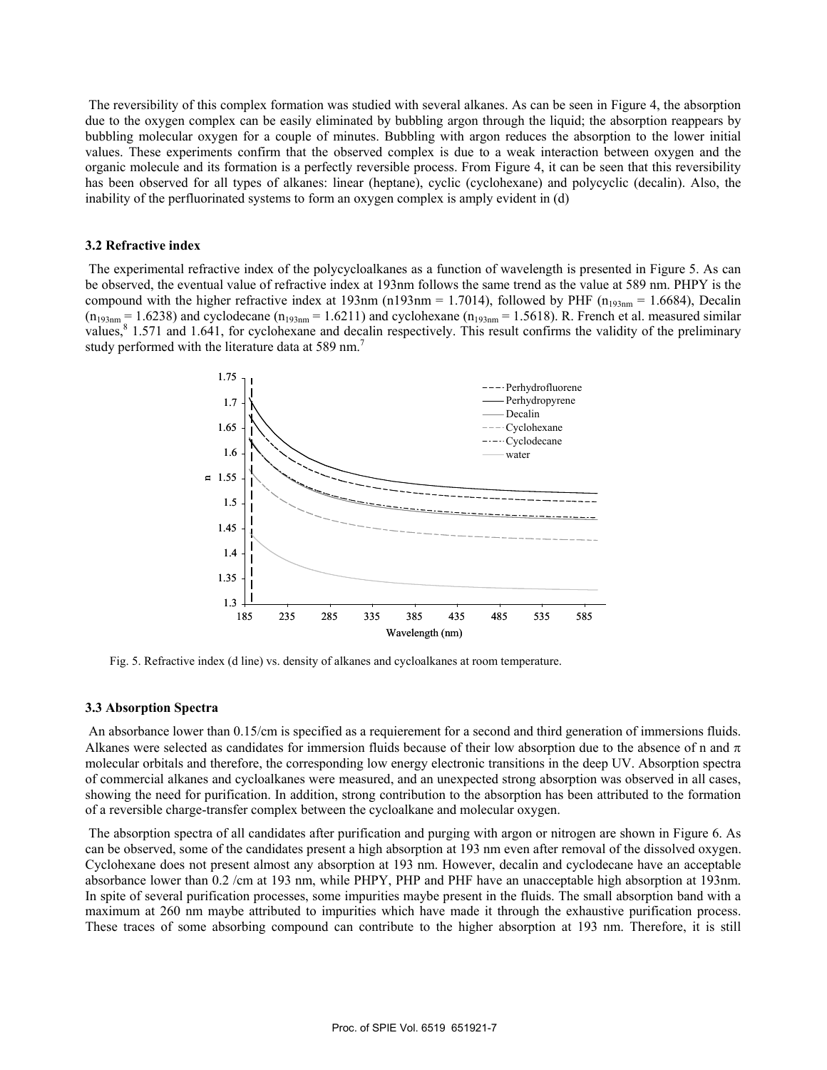The reversibility of this complex formation was studied with several alkanes. As can be seen in Figure 4, the absorption due to the oxygen complex can be easily eliminated by bubbling argon through the liquid; the absorption reappears by bubbling molecular oxygen for a couple of minutes. Bubbling with argon reduces the absorption to the lower initial values. These experiments confirm that the observed complex is due to a weak interaction between oxygen and the organic molecule and its formation is a perfectly reversible process. From Figure 4, it can be seen that this reversibility has been observed for all types of alkanes: linear (heptane), cyclic (cyclohexane) and polycyclic (decalin). Also, the inability of the perfluorinated systems to form an oxygen complex is amply evident in (d)

### 3.2 Refractive index

The experimental refractive index of the polycycloalkanes as a function of wavelength is presented in Figure 5. As can be observed, the eventual value of refractive index at 193nm follows the same trend as the value at 589 nm. PHPY is the compound with the higher refractive index at 193nm (n193nm = 1.7014), followed by PHF ($n_{193nm}$ = 1.6684), Decalin ($n_{193nm}$ = 1.6238) and cyclodecane ($n_{193nm}$ = 1.6211) and cyclohexane ($n_{193nm}$ = 1.5618). R. French et al. measured similar values,[8] 1.571 and 1.641, for cyclohexane and decalin respectively. This result confirms the validity of the preliminary study performed with the literature data at 589 nm.[7]

Fig. 5. Refractive index (d line) vs. density of alkanes and cycloalkanes at room temperature.

### 3.3 Absorption Spectra

An absorbance lower than 0.15/cm is specified as a requierement for a second and third generation of immersions fluids. Alkanes were selected as candidates for immersion fluids because of their low absorption due to the absence of n and $\pi$ molecular orbitals and therefore, the corresponding low energy electronic transitions in the deep UV. Absorption spectra of commercial alkanes and cycloalkanes were measured, and an unexpected strong absorption was observed in all cases, showing the need for purification. In addition, strong contribution to the absorption has been attributed to the formation of a reversible charge-transfer complex between the cycloalkane and molecular oxygen.

The absorption spectra of all candidates after purification and purging with argon or nitrogen are shown in Figure 6. As can be observed, some of the candidates present a high absorption at 193 nm even after removal of the dissolved oxygen. Cyclohexane does not present almost any absorption at 193 nm. However, decalin and cyclodecane have an acceptable absorbance lower than 0.2 /cm at 193 nm, while PHPY, PHP and PHF have an unacceptable high absorption at 193nm. In spite of several purification processes, some impurities maybe present in the fluids. The small absorption band with a maximum at 260 nm maybe attributed to impurities which have made it through the exhaustive purification process. These traces of some absorbing compound can contribute to the higher absorption at 193 nm. Therefore, it is still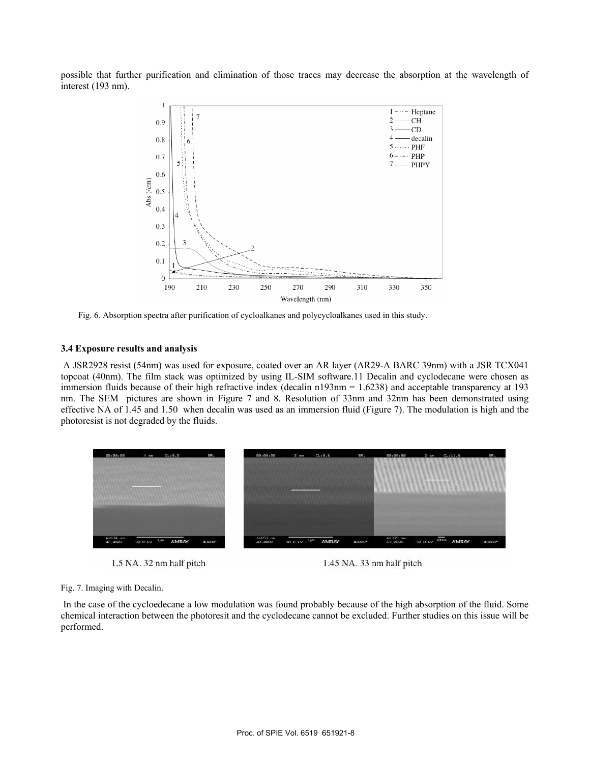possible that further purification and elimination of those traces may decrease the absorption at the wavelength of interest (193 nm).

Fig. 6. Absorption spectra after purification of cycloalkanes and polycycloalkanes used in this study.

### 3.4 Exposure results and analysis

A JSR2928 resist (54nm) was used for exposure, coated over an AR layer (AR29-A BARC 39nm) with a JSR TCX041 topcoat (40nm). The film stack was optimized by using IL-SIM software.11 Decalin and cyclodecane were chosen as immersion fluids because of their high refractive index (decalin $n_{193nm} = 1.6238$) and acceptable transparency at 193 nm. The SEM pictures are shown in Figure 7 and 8. Resolution of 33nm and 32nm has been demonstrated using effective NA of 1.45 and 1.50 when decalin was used as an immersion fluid (Figure 7). The modulation is high and the photoresist is not degraded by the fluids.

1.5 NA. 32 nm half pitch

1.45 NA. 33 nm half pitch

Fig. 7. Imaging with Decalin.

In the case of the cycloedecane a low modulation was found probably because of the high absorption of the fluid. Some chemical interaction between the photoresit and the cyclodecane cannot be excluded. Further studies on this issue will be performed.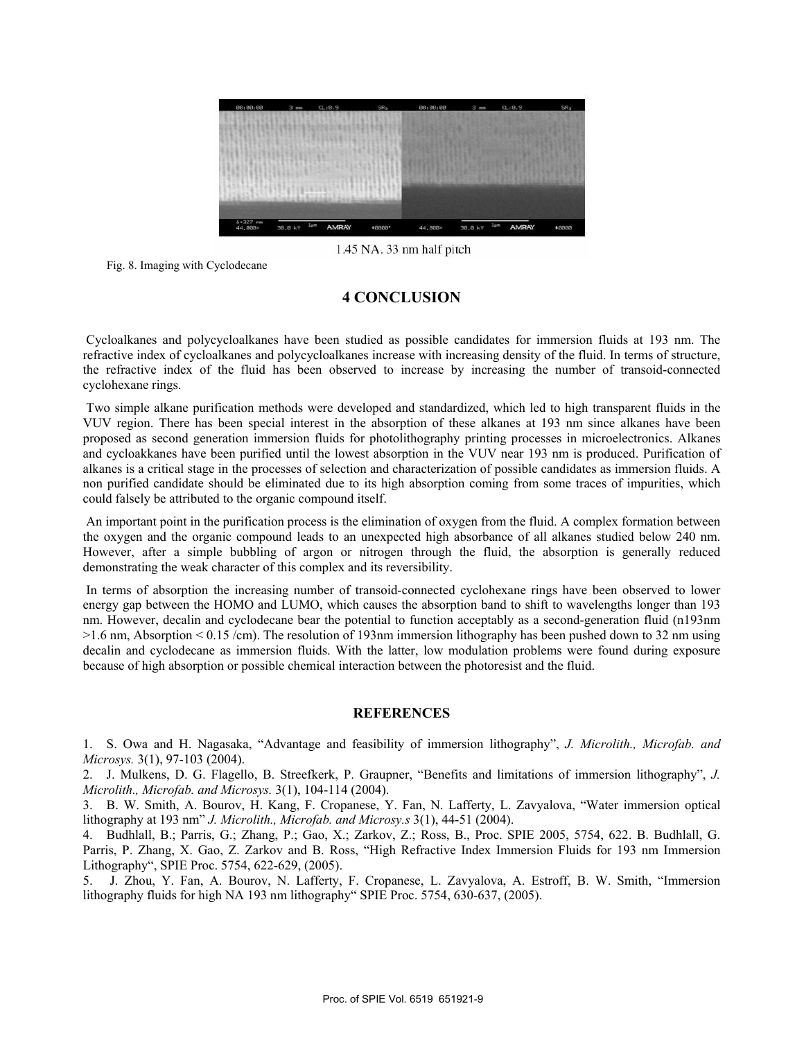1.45 NA. 33 nm half pitch

Fig. 8. Imaging with Cyclodecane

## 4 CONCLUSION

Cycloalkanes and polycycloalkanes have been studied as possible candidates for immersion fluids at 193 nm. The refractive index of cycloalkanes and polycycloalkanes increase with increasing density of the fluid. In terms of structure, the refractive index of the fluid has been observed to increase by increasing the number of transoid-connected cyclohexane rings.

Two simple alkane purification methods were developed and standardized, which led to high transparent fluids in the VUV region. There has been special interest in the absorption of these alkanes at 193 nm since alkanes have been proposed as second generation immersion fluids for photolithography printing processes in microelectronics. Alkanes and cycloakkanes have been purified until the lowest absorption in the VUV near 193 nm is produced. Purification of alkanes is a critical stage in the processes of selection and characterization of possible candidates as immersion fluids. A non purified candidate should be eliminated due to its high absorption coming from some traces of impurities, which could falsely be attributed to the organic compound itself.

An important point in the purification process is the elimination of oxygen from the fluid. A complex formation between the oxygen and the organic compound leads to an unexpected high absorbance of all alkanes studied below 240 nm. However, after a simple bubbling of argon or nitrogen through the fluid, the absorption is generally reduced demonstrating the weak character of this complex and its reversibility.

In terms of absorption the increasing number of transoid-connected cyclohexane rings have been observed to lower energy gap between the HOMO and LUMO, which causes the absorption band to shift to wavelengths longer than 193 nm. However, decalin and cyclodecane bear the potential to function acceptably as a second-generation fluid ($n_{193nm}$ >1.6 nm, Absorption < 0.15 /cm). The resolution of 193nm immersion lithography has been pushed down to 32 nm using decalin and cyclodecane as immersion fluids. With the latter, low modulation problems were found during exposure because of high absorption or possible chemical interaction between the photoresist and the fluid.

### REFERENCES

1. S. Owa and H. Nagasaka, "Advantage and feasibility of immersion lithography", *J. Microlith., Microfab. and Microsys.* 3(1), 97-103 (2004).
2. J. Mulkens, D. G. Flagello, B. Streefkerk, P. Graupner, "Benefits and limitations of immersion lithography", *J. Microlith., Microfab. and Microsys.* 3(1), 104-114 (2004).
3. B. W. Smith, A. Bourov, H. Kang, F. Cropanese, Y. Fan, N. Lafferty, L. Zavyalova, "Water immersion optical lithography at 193 nm" *J. Microlith., Microfab. and Microsy.s* 3(1), 44-51 (2004).
4. Budhlall, B.; Parris, G.; Zhang, P.; Gao, X.; Zarkov, Z.; Ross, B., Proc. SPIE 2005, 5754, 622. B. Budhlall, G. Parris, P. Zhang, X. Gao, Z. Zarkov and B. Ross, "High Refractive Index Immersion Fluids for 193 nm Immersion Lithography", SPIE Proc. 5754, 622-629, (2005).
5. J. Zhou, Y. Fan, A. Bourov, N. Lafferty, F. Cropanese, L. Zavyalova, A. Estroff, B. W. Smith, "Immersion lithography fluids for high NA 193 nm lithography" SPIE Proc. 5754, 630-637, (2005).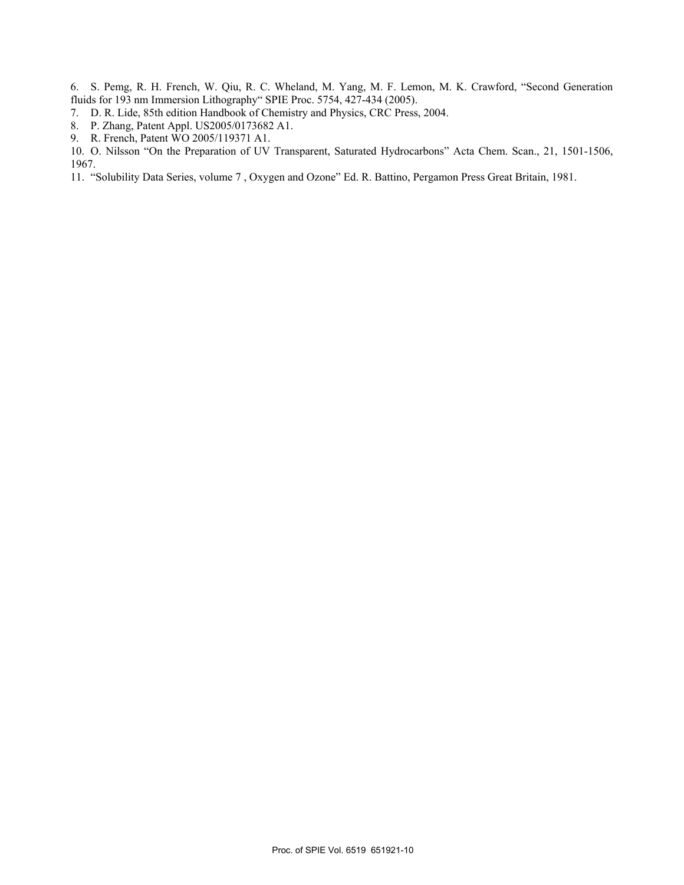6. S. Pemg, R. H. French, W. Qiu, R. C. Wheland, M. Yang, M. F. Lemon, M. K. Crawford, "Second Generation fluids for 193 nm Immersion Lithography" SPIE Proc. 5754, 427-434 (2005).
7. D. R. Lide, 85th edition Handbook of Chemistry and Physics, CRC Press, 2004.
8. P. Zhang, Patent Appl. US2005/0173682 A1.
9. R. French, Patent WO 2005/119371 A1.
10. O. Nilsson "On the Preparation of UV Transparent, Saturated Hydrocarbons" Acta Chem. Scan., 21, 1501-1506, 1967.
11. "Solubility Data Series, volume 7 , Oxygen and Ozone" Ed. R. Battino, Pergamon Press Great Britain, 1981.